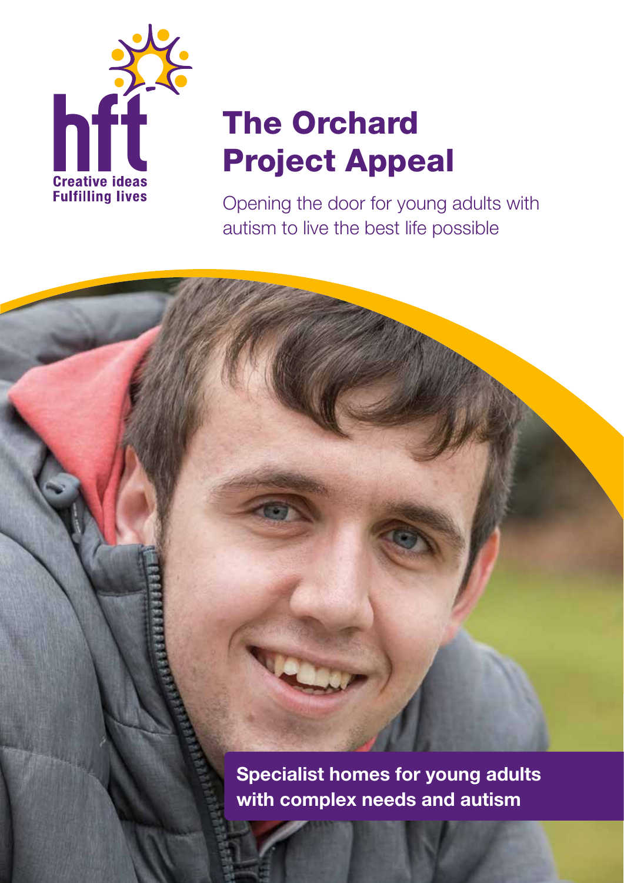hft

Creative ideas
Fulfilling lives

# The Orchard Project Appeal

Opening the door for young adults with autism to live the best life possible

**Specialist homes for young adults with complex needs and autism**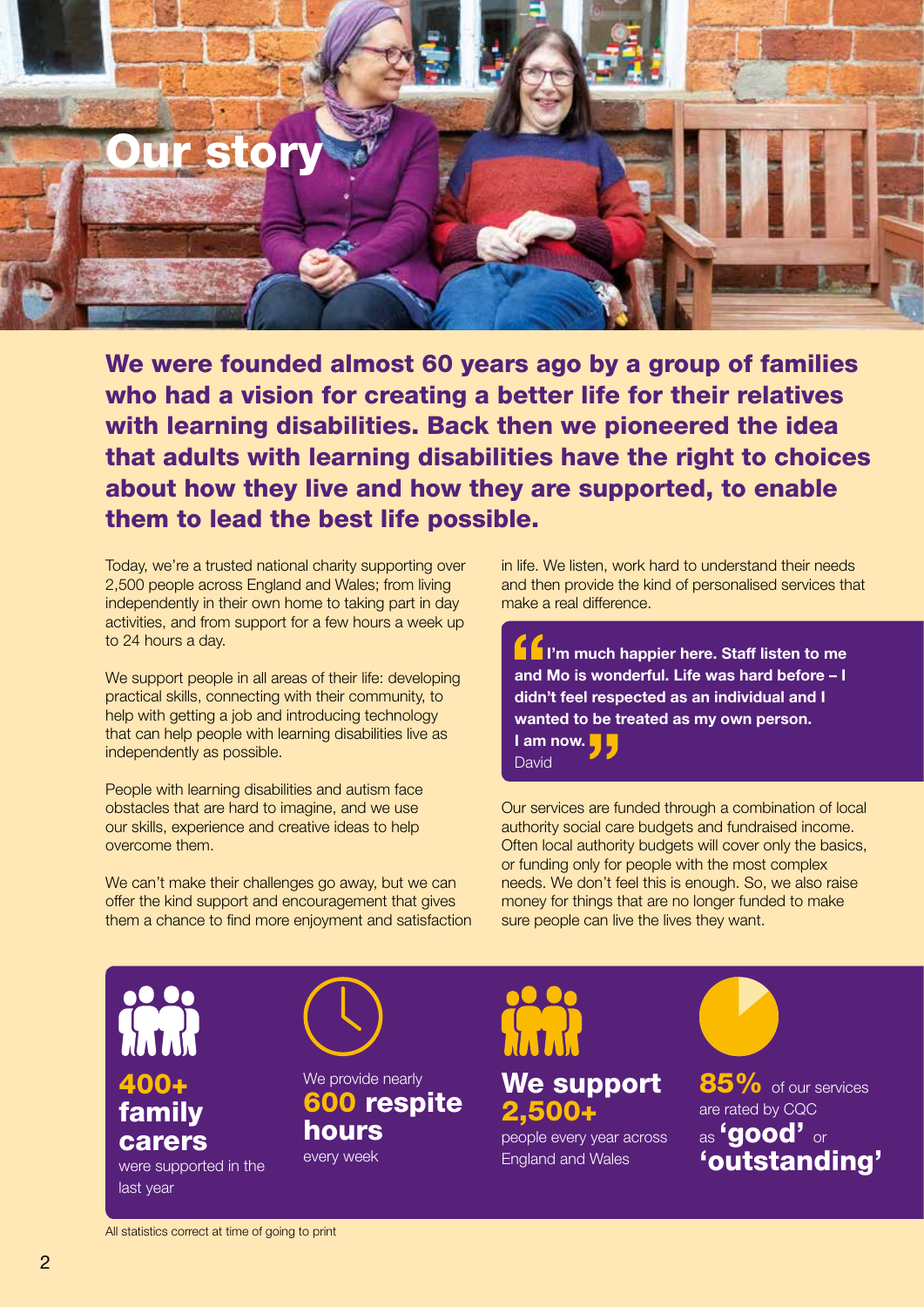# Our story

**We were founded almost 60 years ago by a group of families who had a vision for creating a better life for their relatives with learning disabilities. Back then we pioneered the idea that adults with learning disabilities have the right to choices about how they live and how they are supported, to enable them to lead the best life possible.**

Today, we're a trusted national charity supporting over 2,500 people across England and Wales; from living independently in their own home to taking part in day activities, and from support for a few hours a week up to 24 hours a day.

We support people in all areas of their life: developing practical skills, connecting with their community, to help with getting a job and introducing technology that can help people with learning disabilities live as independently as possible.

People with learning disabilities and autism face obstacles that are hard to imagine, and we use our skills, experience and creative ideas to help overcome them.

We can't make their challenges go away, but we can offer the kind support and encouragement that gives them a chance to find more enjoyment and satisfaction in life. We listen, work hard to understand their needs and then provide the kind of personalised services that make a real difference.

> **"I'm much happier here. Staff listen to me and Mo is wonderful. Life was hard before – I didn't feel respected as an individual and I wanted to be treated as my own person. I am now."**
> David

Our services are funded through a combination of local authority social care budgets and fundraised income. Often local authority budgets will cover only the basics, or funding only for people with the most complex needs. We don't feel this is enough. So, we also raise money for things that are no longer funded to make sure people can live the lives they want.

**400+ family carers** were supported in the last year

We provide nearly **600 respite hours** every week

**We support 2,500+** people every year across England and Wales

**85%** of our services are rated by CQC as **'good'** or **'outstanding'**

All statistics correct at time of going to print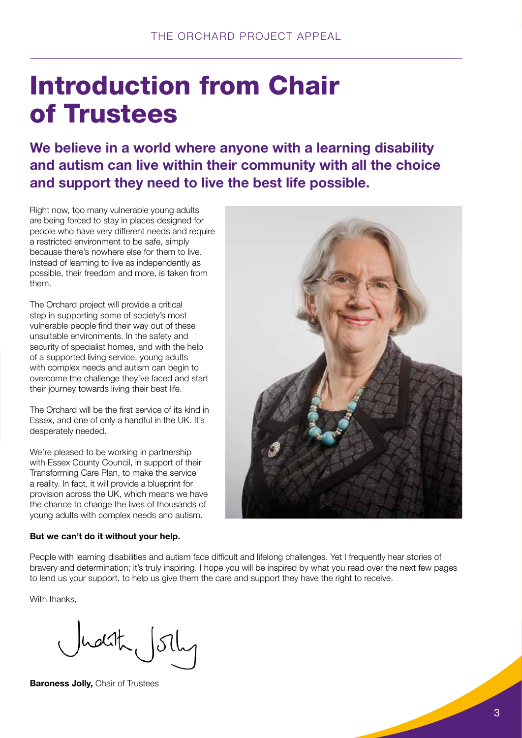# Introduction from Chair of Trustees

## We believe in a world where anyone with a learning disability and autism can live within their community with all the choice and support they need to live the best life possible.

Right now, too many vulnerable young adults are being forced to stay in places designed for people who have very different needs and require a restricted environment to be safe, simply because there's nowhere else for them to live. Instead of learning to live as independently as possible, their freedom and more, is taken from them.

The Orchard project will provide a critical step in supporting some of society's most vulnerable people find their way out of these unsuitable environments. In the safety and security of specialist homes, and with the help of a supported living service, young adults with complex needs and autism can begin to overcome the challenge they've faced and start their journey towards living their best life.

The Orchard will be the first service of its kind in Essex, and one of only a handful in the UK. It's desperately needed.

We're pleased to be working in partnership with Essex County Council, in support of their Transforming Care Plan, to make the service a reality. In fact, it will provide a blueprint for provision across the UK, which means we have the chance to change the lives of thousands of young adults with complex needs and autism.

**But we can't do it without your help.**

People with learning disabilities and autism face difficult and lifelong challenges. Yet I frequently hear stories of bravery and determination; it's truly inspiring. I hope you will be inspired by what you read over the next few pages to lend us your support, to help us give them the care and support they have the right to receive.

With thanks,

Judith Jolly

**Baroness Jolly,** Chair of Trustees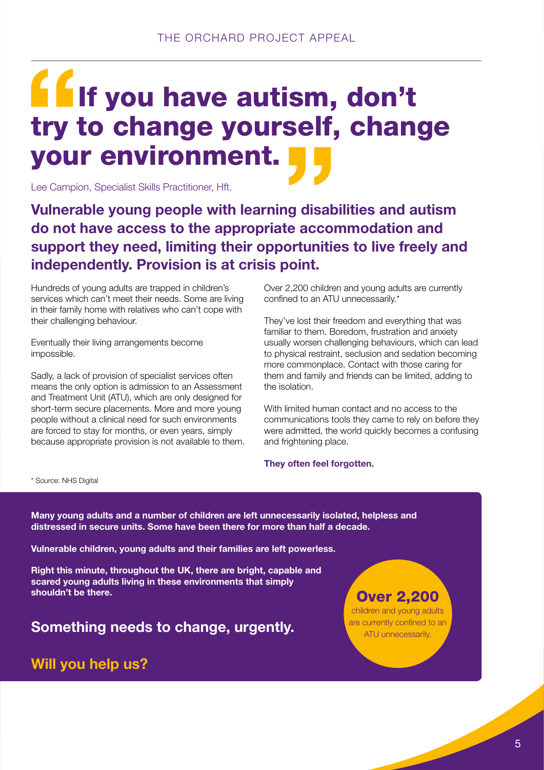# "If you have autism, don't try to change yourself, change your environment."

Lee Campion, Specialist Skills Practitioner, Hft.

## Vulnerable young people with learning disabilities and autism do not have access to the appropriate accommodation and support they need, limiting their opportunities to live freely and independently. Provision is at crisis point.

Hundreds of young adults are trapped in children's services which can't meet their needs. Some are living in their family home with relatives who can't cope with their challenging behaviour.

Eventually their living arrangements become impossible.

Sadly, a lack of provision of specialist services often means the only option is admission to an Assessment and Treatment Unit (ATU), which are only designed for short-term secure placements. More and more young people without a clinical need for such environments are forced to stay for months, or even years, simply because appropriate provision is not available to them.

Over 2,200 children and young adults are currently confined to an ATU unnecessarily.*

They've lost their freedom and everything that was familiar to them. Boredom, frustration and anxiety usually worsen challenging behaviours, which can lead to physical restraint, seclusion and sedation becoming more commonplace. Contact with those caring for them and family and friends can be limited, adding to the isolation.

With limited human contact and no access to the communications tools they came to rely on before they were admitted, the world quickly becomes a confusing and frightening place.

**They often feel forgotten.**

\* Source: NHS Digital

**Many young adults and a number of children are left unnecessarily isolated, helpless and distressed in secure units. Some have been there for more than half a decade.**

**Vulnerable children, young adults and their families are left powerless.**

**Right this minute, throughout the UK, there are bright, capable and scared young adults living in these environments that simply shouldn't be there.**

**Over 2,200** children and young adults are currently confined to an ATU unnecessarily.

## Something needs to change, urgently.

## Will you help us?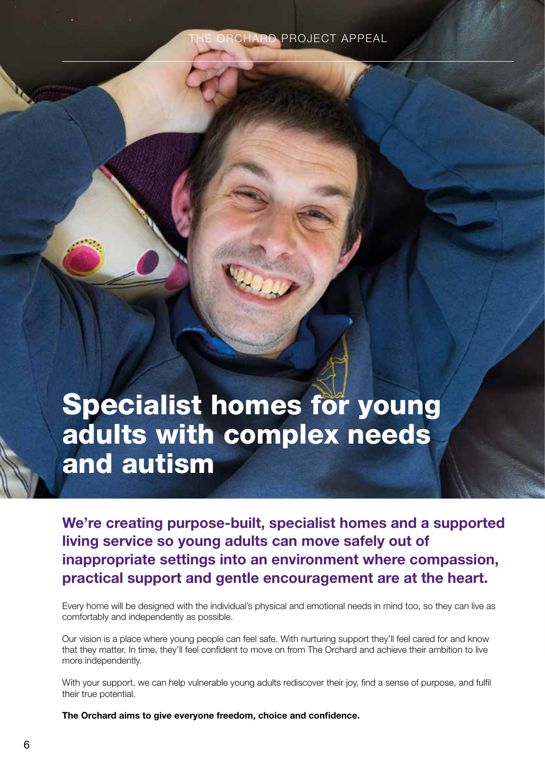# Specialist homes for young adults with complex needs and autism

**We're creating purpose-built, specialist homes and a supported living service so young adults can move safely out of inappropriate settings into an environment where compassion, practical support and gentle encouragement are at the heart.**

Every home will be designed with the individual's physical and emotional needs in mind too, so they can live as comfortably and independently as possible.

Our vision is a place where young people can feel safe. With nurturing support they'll feel cared for and know that they matter. In time, they'll feel confident to move on from The Orchard and achieve their ambition to live more independently.

With your support, we can help vulnerable young adults rediscover their joy, find a sense of purpose, and fulfil their true potential.

**The Orchard aims to give everyone freedom, choice and confidence.**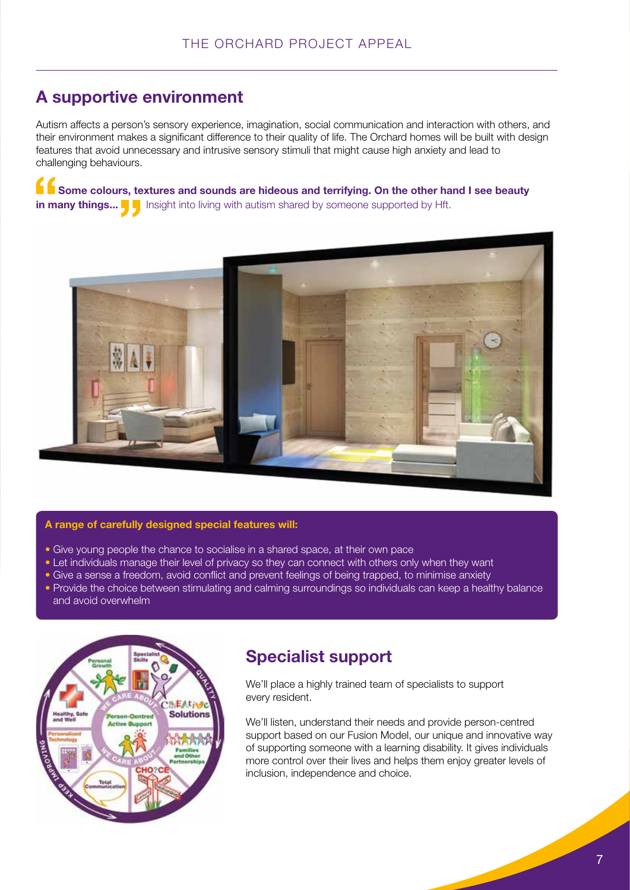## A supportive environment

Autism affects a person's sensory experience, imagination, social communication and interaction with others, and their environment makes a significant difference to their quality of life. The Orchard homes will be built with design features that avoid unnecessary and intrusive sensory stimuli that might cause high anxiety and lead to challenging behaviours.

"**Some colours, textures and sounds are hideous and terrifying. On the other hand I see beauty in many things...**" Insight into living with autism shared by someone supported by Hft.

**A range of carefully designed special features will:**

- Give young people the chance to socialise in a shared space, at their own pace
- Let individuals manage their level of privacy so they can connect with others only when they want
- Give a sense a freedom, avoid conflict and prevent feelings of being trapped, to minimise anxiety
- Provide the choice between stimulating and calming surroundings so individuals can keep a healthy balance and avoid overwhelm

## Specialist support

We'll place a highly trained team of specialists to support every resident.

We'll listen, understand their needs and provide person-centred support based on our Fusion Model, our unique and innovative way of supporting someone with a learning disability. It gives individuals more control over their lives and helps them enjoy greater levels of inclusion, independence and choice.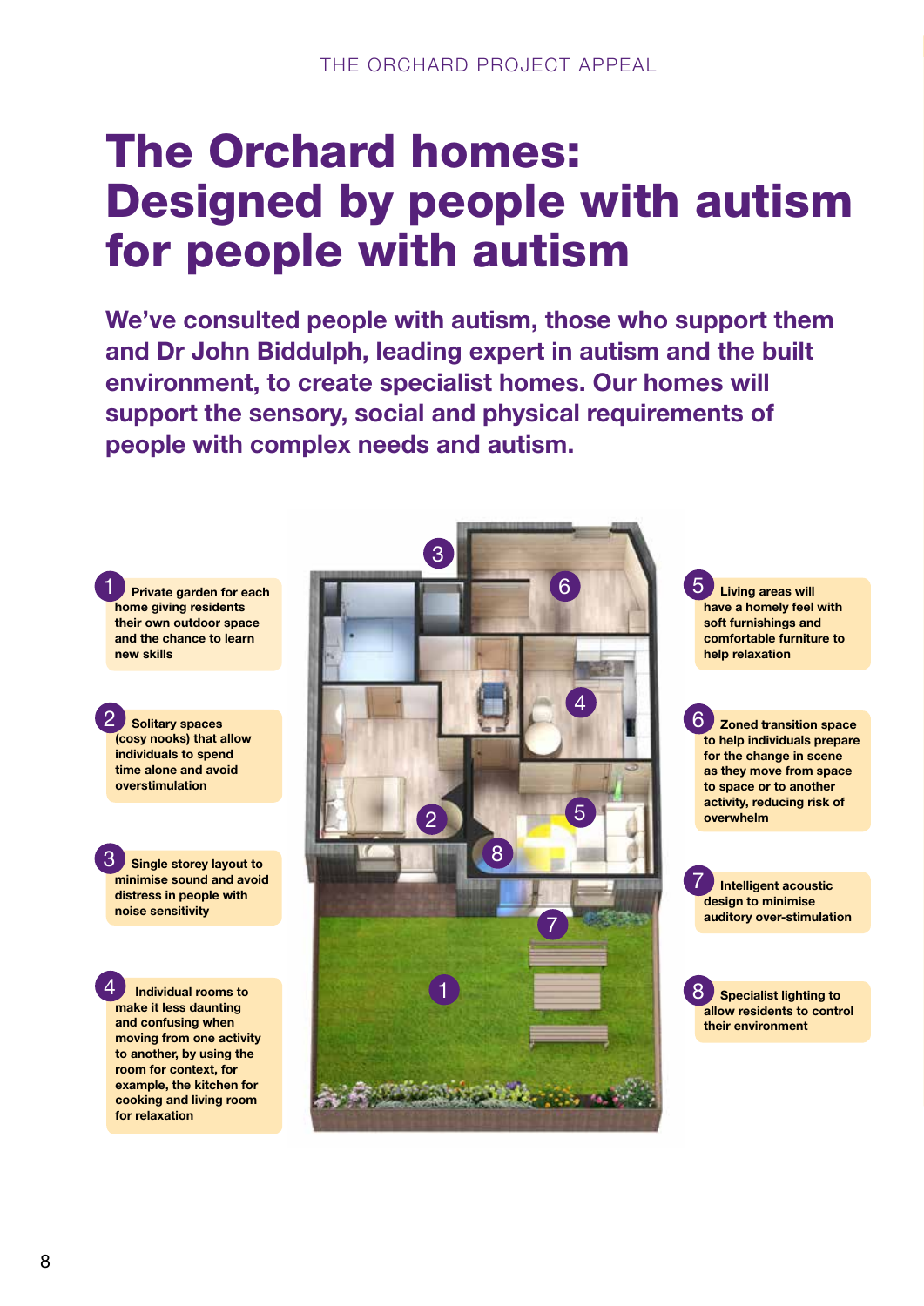# The Orchard homes: Designed by people with autism for people with autism

**We've consulted people with autism, those who support them and Dr John Biddulph, leading expert in autism and the built environment, to create specialist homes. Our homes will support the sensory, social and physical requirements of people with complex needs and autism.**

1. **Private garden for each home giving residents their own outdoor space and the chance to learn new skills**

2. **Solitary spaces (cosy nooks) that allow individuals to spend time alone and avoid overstimulation**

3. **Single storey layout to minimise sound and avoid distress in people with noise sensitivity**

4. **Individual rooms to make it less daunting and confusing when moving from one activity to another, by using the room for context, for example, the kitchen for cooking and living room for relaxation**

5. **Living areas will have a homely feel with soft furnishings and comfortable furniture to help relaxation**

6. **Zoned transition space to help individuals prepare for the change in scene as they move from space to space or to another activity, reducing risk of overwhelm**

7. **Intelligent acoustic design to minimise auditory over-stimulation**

8. **Specialist lighting to allow residents to control their environment**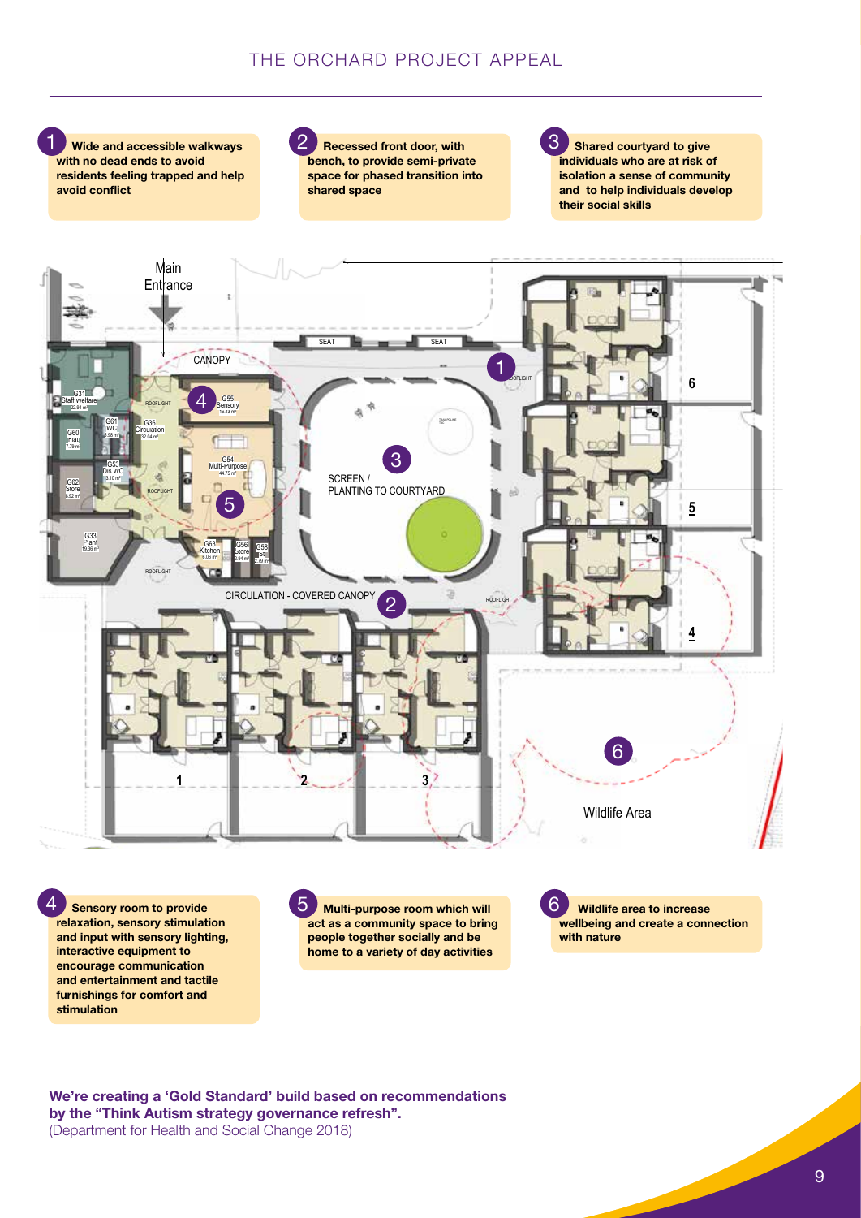# THE ORCHARD PROJECT APPEAL

**1** **Wide and accessible walkways with no dead ends to avoid residents feeling trapped and help avoid conflict**

**2** **Recessed front door, with bench, to provide semi-private space for phased transition into shared space**

**3** **Shared courtyard to give individuals who are at risk of isolation a sense of community and to help individuals develop their social skills**

Main Entrance

CANOPY

SEAT

SEAT

SCREEN / PLANTING TO COURTYARD

CIRCULATION - COVERED CANOPY

Wildlife Area

**4** **Sensory room to provide relaxation, sensory stimulation and input with sensory lighting, interactive equipment to encourage communication and entertainment and tactile furnishings for comfort and stimulation**

**5** **Multi-purpose room which will act as a community space to bring people together socially and be home to a variety of day activities**

**6** **Wildlife area to increase wellbeing and create a connection with nature**

**We're creating a 'Gold Standard' build based on recommendations by the "Think Autism strategy governance refresh".**
(Department for Health and Social Change 2018)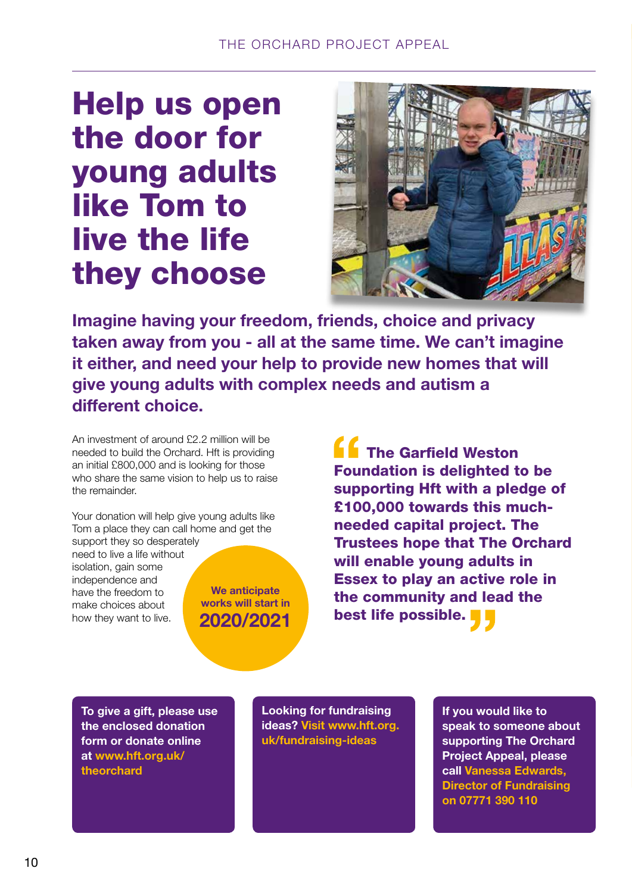# Help us open the door for young adults like Tom to live the life they choose

**Imagine having your freedom, friends, choice and privacy taken away from you - all at the same time. We can't imagine it either, and need your help to provide new homes that will give young adults with complex needs and autism a different choice.**

An investment of around £2.2 million will be needed to build the Orchard. Hft is providing an initial £800,000 and is looking for those who share the same vision to help us to raise the remainder.

Your donation will help give young adults like Tom a place they can call home and get the support they so desperately need to live a life without isolation, gain some independence and have the freedom to make choices about how they want to live.

**We anticipate works will start in 2020/2021**

> **"The Garfield Weston Foundation is delighted to be supporting Hft with a pledge of £100,000 towards this much-needed capital project. The Trustees hope that The Orchard will enable young adults in Essex to play an active role in the community and lead the best life possible."**

**To give a gift, please use the enclosed donation form or donate online at www.hft.org.uk/theorchard**

**Looking for fundraising ideas? Visit www.hft.org.uk/fundraising-ideas**

**If you would like to speak to someone about supporting The Orchard Project Appeal, please call Vanessa Edwards, Director of Fundraising on 07771 390 110**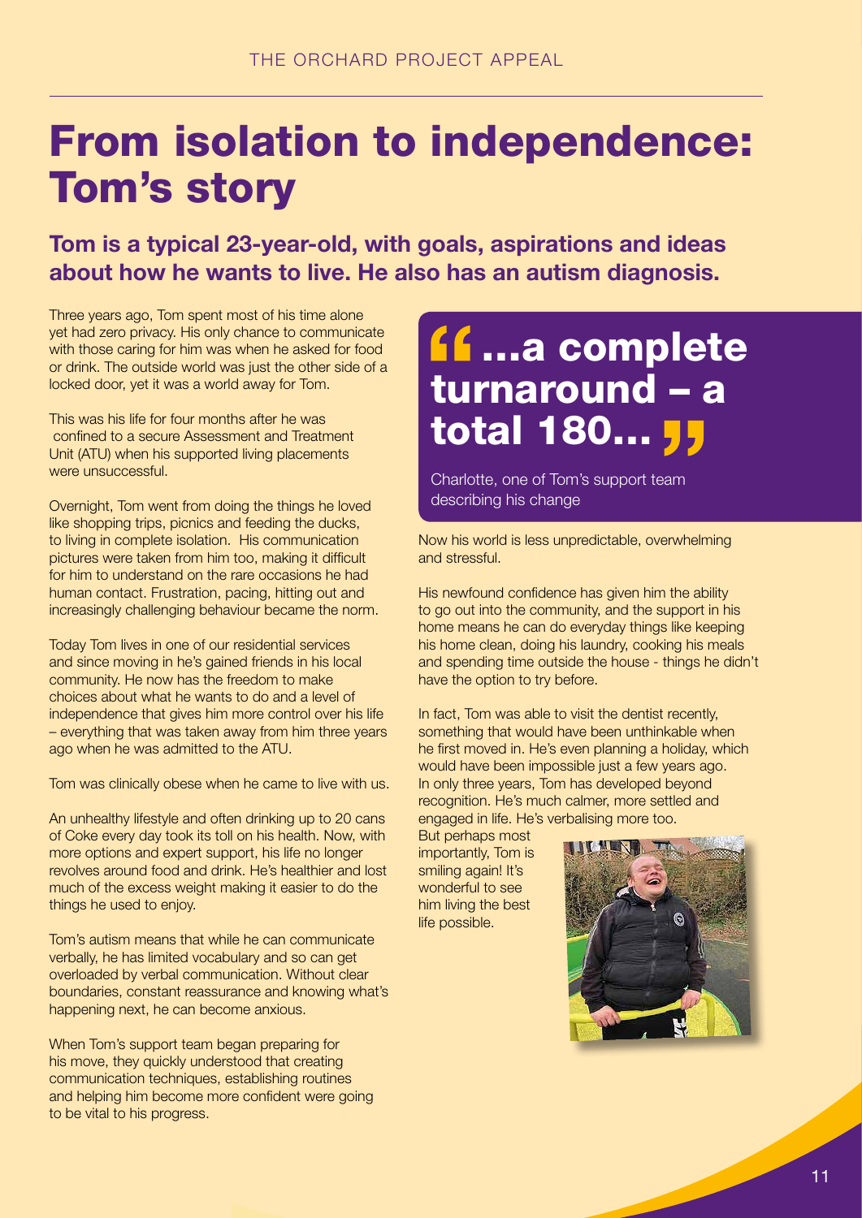# From isolation to independence: Tom's story

## Tom is a typical 23-year-old, with goals, aspirations and ideas about how he wants to live. He also has an autism diagnosis.

Three years ago, Tom spent most of his time alone yet had zero privacy. His only chance to communicate with those caring for him was when he asked for food or drink. The outside world was just the other side of a locked door, yet it was a world away for Tom.

This was his life for four months after he was confined to a secure Assessment and Treatment Unit (ATU) when his supported living placements were unsuccessful.

Overnight, Tom went from doing the things he loved like shopping trips, picnics and feeding the ducks, to living in complete isolation. His communication pictures were taken from him too, making it difficult for him to understand on the rare occasions he had human contact. Frustration, pacing, hitting out and increasingly challenging behaviour became the norm.

Today Tom lives in one of our residential services and since moving in he's gained friends in his local community. He now has the freedom to make choices about what he wants to do and a level of independence that gives him more control over his life – everything that was taken away from him three years ago when he was admitted to the ATU.

Tom was clinically obese when he came to live with us.

An unhealthy lifestyle and often drinking up to 20 cans of Coke every day took its toll on his health. Now, with more options and expert support, his life no longer revolves around food and drink. He's healthier and lost much of the excess weight making it easier to do the things he used to enjoy.

Tom's autism means that while he can communicate verbally, he has limited vocabulary and so can get overloaded by verbal communication. Without clear boundaries, constant reassurance and knowing what's happening next, he can become anxious.

When Tom's support team began preparing for his move, they quickly understood that creating communication techniques, establishing routines and helping him become more confident were going to be vital to his progress.

> **"...a complete turnaround – a total 180..."**
>
> Charlotte, one of Tom's support team describing his change

Now his world is less unpredictable, overwhelming and stressful.

His newfound confidence has given him the ability to go out into the community, and the support in his home means he can do everyday things like keeping his home clean, doing his laundry, cooking his meals and spending time outside the house - things he didn't have the option to try before.

In fact, Tom was able to visit the dentist recently, something that would have been unthinkable when he first moved in. He's even planning a holiday, which would have been impossible just a few years ago. In only three years, Tom has developed beyond recognition. He's much calmer, more settled and engaged in life. He's verbalising more too.

But perhaps most importantly, Tom is smiling again! It's wonderful to see him living the best life possible.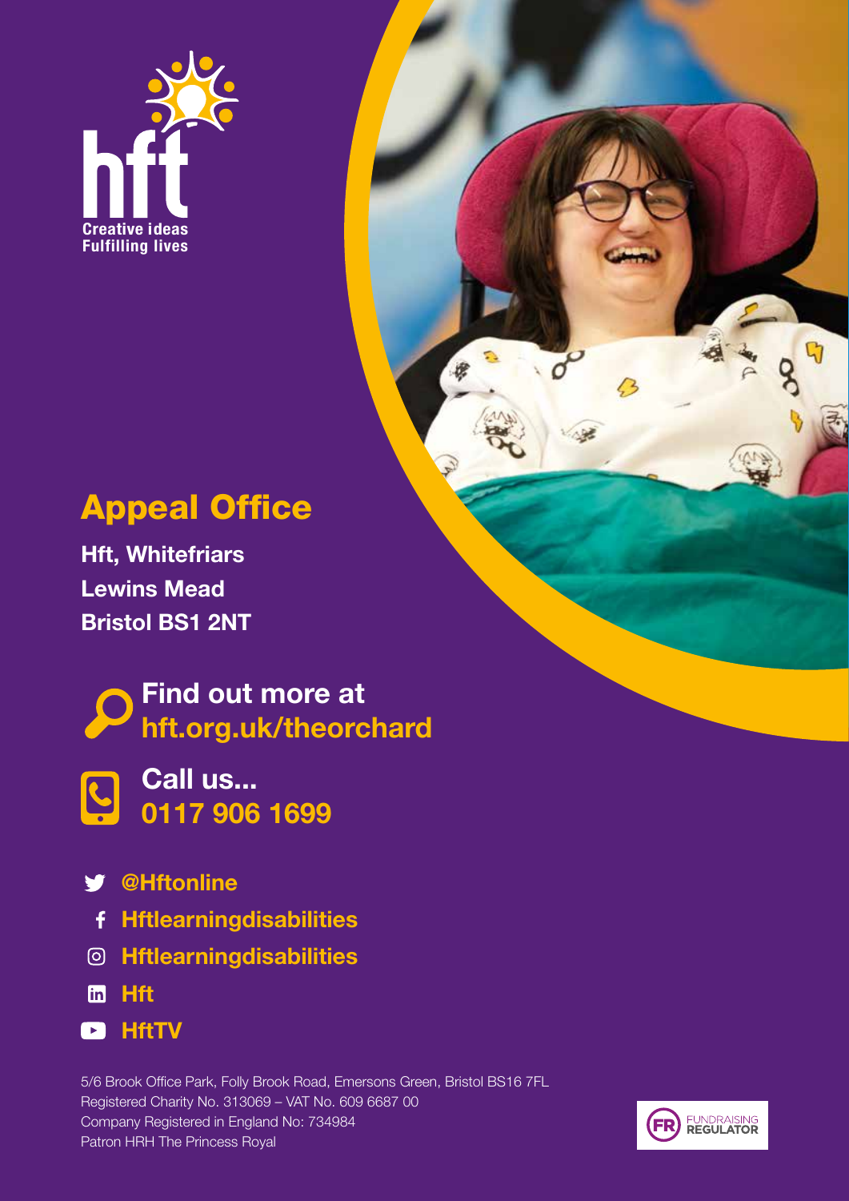hft

Creative ideas
Fulfilling lives

## Appeal Office

**Hft, Whitefriars**
**Lewins Mead**
**Bristol BS1 2NT**

**Find out more at**
**hft.org.uk/theorchard**

**Call us...**
**0117 906 1699**

- @Hftonline
- Hftlearningdisabilities
- Hftlearningdisabilities
- Hft
- HftTV

5/6 Brook Office Park, Folly Brook Road, Emersons Green, Bristol BS16 7FL
Registered Charity No. 313069 – VAT No. 609 6687 00
Company Registered in England No: 734984
Patron HRH The Princess Royal

FR FUNDRAISING REGULATOR